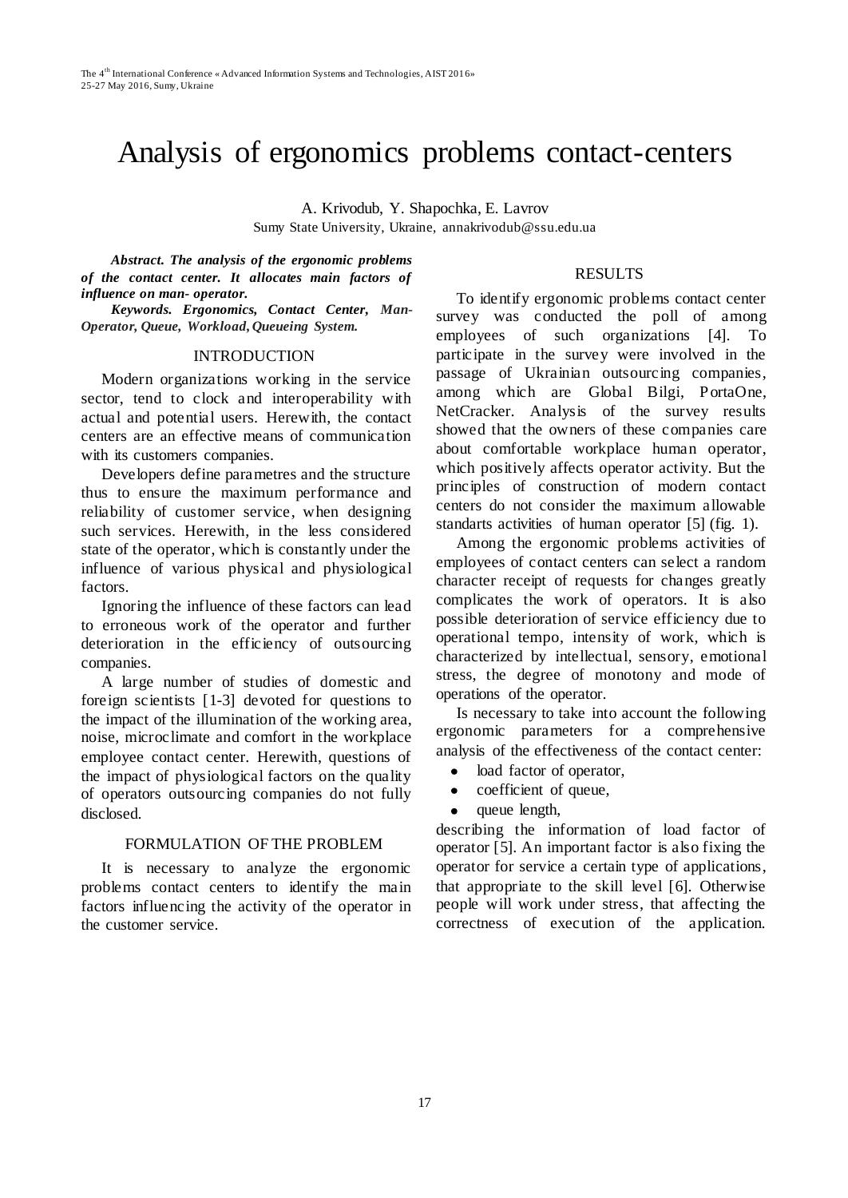# Analysis of ergonomics problems contact-centers

A. Krivodub, Y. Shapochka, E. Lavrov
Sumy State University, Ukraine, annakrivodub@ssu.edu.ua

***Abstract. The analysis of the ergonomic problems of the contact center. It allocates main factors of influence on man- operator.***

***Keywords. Ergonomics, Contact Center, Man-Operator, Queue, Workload, Queueing System.***

## INTRODUCTION

Modern organizations working in the service sector, tend to clock and interoperability with actual and potential users. Herewith, the contact centers are an effective means of communication with its customers companies.

Developers define parametres and the structure thus to ensure the maximum performance and reliability of customer service, when designing such services. Herewith, in the less considered state of the operator, which is constantly under the influence of various physical and physiological factors.

Ignoring the influence of these factors can lead to erroneous work of the operator and further deterioration in the efficiency of outsourcing companies.

A large number of studies of domestic and foreign scientists [1-3] devoted for questions to the impact of the illumination of the working area, noise, microclimate and comfort in the workplace employee contact center. Herewith, questions of the impact of physiological factors on the quality of operators outsourcing companies do not fully disclosed.

## FORMULATION OF THE PROBLEM

It is necessary to analyze the ergonomic problems contact centers to identify the main factors influencing the activity of the operator in the customer service.

## RESULTS

To identify ergonomic problems contact center survey was conducted the poll of among employees of such organizations [4]. To participate in the survey were involved in the passage of Ukrainian outsourcing companies, among which are Global Bilgi, PortaOne, NetCracker. Analysis of the survey results showed that the owners of these companies care about comfortable workplace human operator, which positively affects operator activity. But the principles of construction of modern contact centers do not consider the maximum allowable standarts activities of human operator [5] (fig. 1).

Among the ergonomic problems activities of employees of contact centers can select a random character receipt of requests for changes greatly complicates the work of operators. It is also possible deterioration of service efficiency due to operational tempo, intensity of work, which is characterized by intellectual, sensory, emotional stress, the degree of monotony and mode of operations of the operator.

Is necessary to take into account the following ergonomic parameters for a comprehensive analysis of the effectiveness of the contact center:

- load factor of operator,
- coefficient of queue,
- queue length,

describing the information of load factor of operator [5]. An important factor is also fixing the operator for service a certain type of applications, that appropriate to the skill level [6]. Otherwise people will work under stress, that affecting the correctness of execution of the application.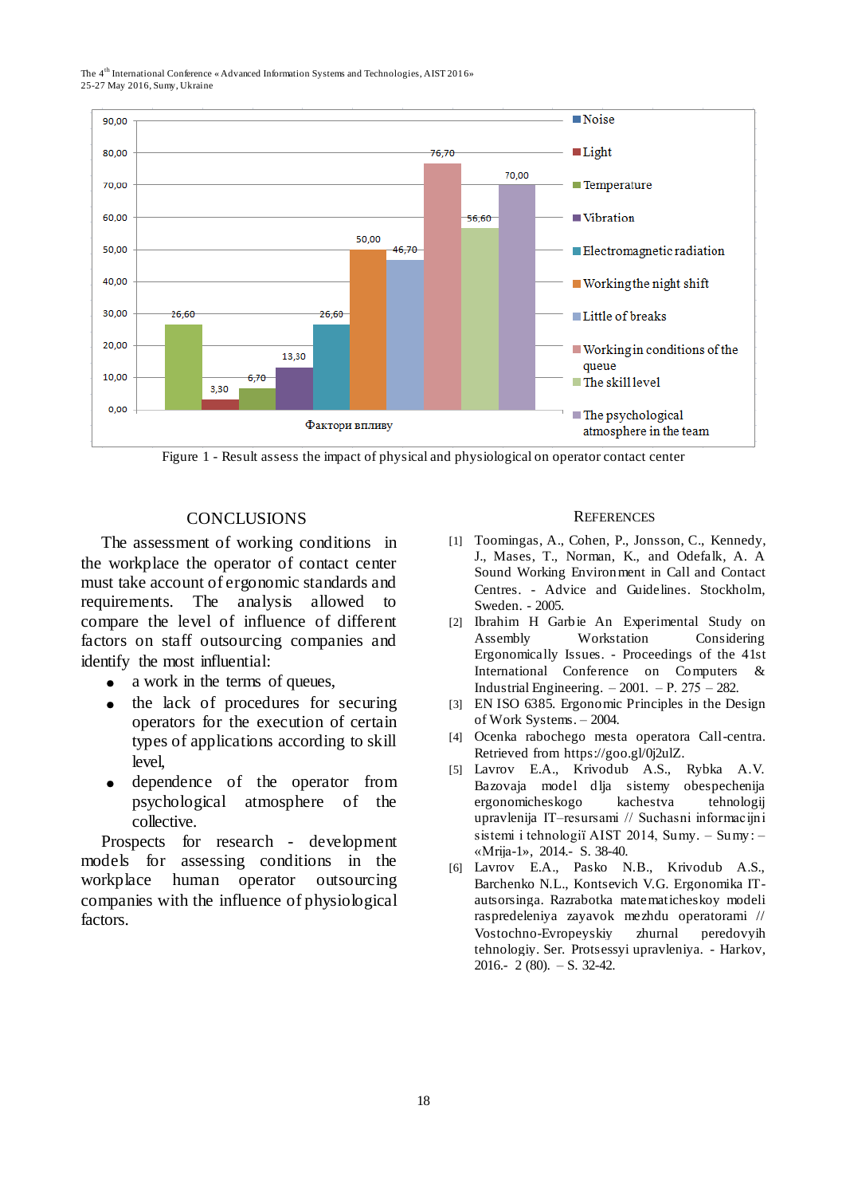90,00
80,00
70,00
60,00
50,00
40,00
30,00
20,00
10,00
0,00

26,60
3,30
6,70
13,30
26,60
50,00
46,70
76,70
56,60
70,00

Фактори впливу

Noise
Light
Temperature
Vibration
Electromagnetic radiation
Working the night shift
Little of breaks
Working in conditions of the queue
The skill level
The psychological atmosphere in the team

Figure 1 - Result assess the impact of physical and physiological on operator contact center

## CONCLUSIONS

The assessment of working conditions in the workplace the operator of contact center must take account of ergonomic standards and requirements. The analysis allowed to compare the level of influence of different factors on staff outsourcing companies and identify the most influential:

- a work in the terms of queues,
- the lack of procedures for securing operators for the execution of certain types of applications according to skill level,
- dependence of the operator from psychological atmosphere of the collective.

Prospects for research - development models for assessing conditions in the workplace human operator outsourcing companies with the influence of physiological factors.

## REFERENCES

[1] Toomingas, A., Cohen, P., Jonsson, C., Kennedy, J., Mases, T., Norman, K., and Odefalk, A. A Sound Working Environment in Call and Contact Centres. - Advice and Guidelines. Stockholm, Sweden. - 2005.

[2] Ibrahim H Garbie An Experimental Study on Assembly Workstation Considering Ergonomically Issues. - Proceedings of the 41st International Conference on Computers & Industrial Engineering. – 2001. – P. 275 – 282.

[3] EN ISO 6385. Ergonomic Principles in the Design of Work Systems. – 2004.

[4] Ocenka rabochego mesta operatora Call-centra. Retrieved from https://goo.gl/0j2ulZ.

[5] Lavrov E.A., Krivodub A.S., Rybka A.V. Bazovaja model dlja sistemy obespechenija ergonomicheskogo kachestva tehnologij upravlenija IT–resursami // Suchasni informacijni sistemi i tehnologiї AIST 2014, Sumy. – Sumy: – «Mrija-1», 2014.- S. 38-40.

[6] Lavrov E.A., Pasko N.B., Krivodub A.S., Barchenko N.L., Kontsevich V.G. Ergonomika IT-autsorsinga. Razrabotka matematicheskoy modeli raspredeleniya zayavok mezhdu operatorami // Vostochno-Evropeyskiy zhurnal peredovyih tehnologiy. Ser. Protsessyi upravleniya. - Harkov, 2016.- 2 (80). – S. 32-42.